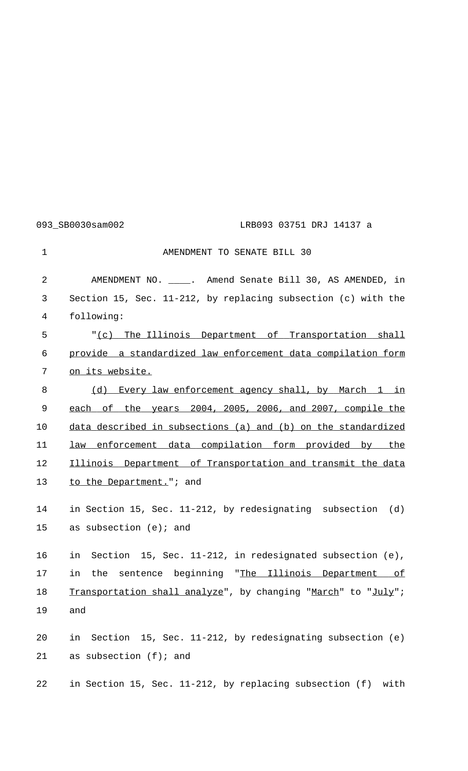# AMENDMENT TO SENATE BILL 30

AMENDMENT NO. ____. Amend Senate Bill 30, AS AMENDED, in Section 15, Sec. 11-212, by replacing subsection (c) with the following:

"(c) The Illinois Department of Transportation shall provide a standardized law enforcement data compilation form on its website.

(d) Every law enforcement agency shall, by March 1 in each of the years 2004, 2005, 2006, and 2007, compile the data described in subsections (a) and (b) on the standardized law enforcement data compilation form provided by the Illinois Department of Transportation and transmit the data to the Department."; and

in Section 15, Sec. 11-212, by redesignating subsection (d) as subsection (e); and

in Section 15, Sec. 11-212, in redesignated subsection (e), in the sentence beginning "The Illinois Department of Transportation shall analyze", by changing "March" to "July"; and

in Section 15, Sec. 11-212, by redesignating subsection (e) as subsection (f); and

in Section 15, Sec. 11-212, by replacing subsection (f) with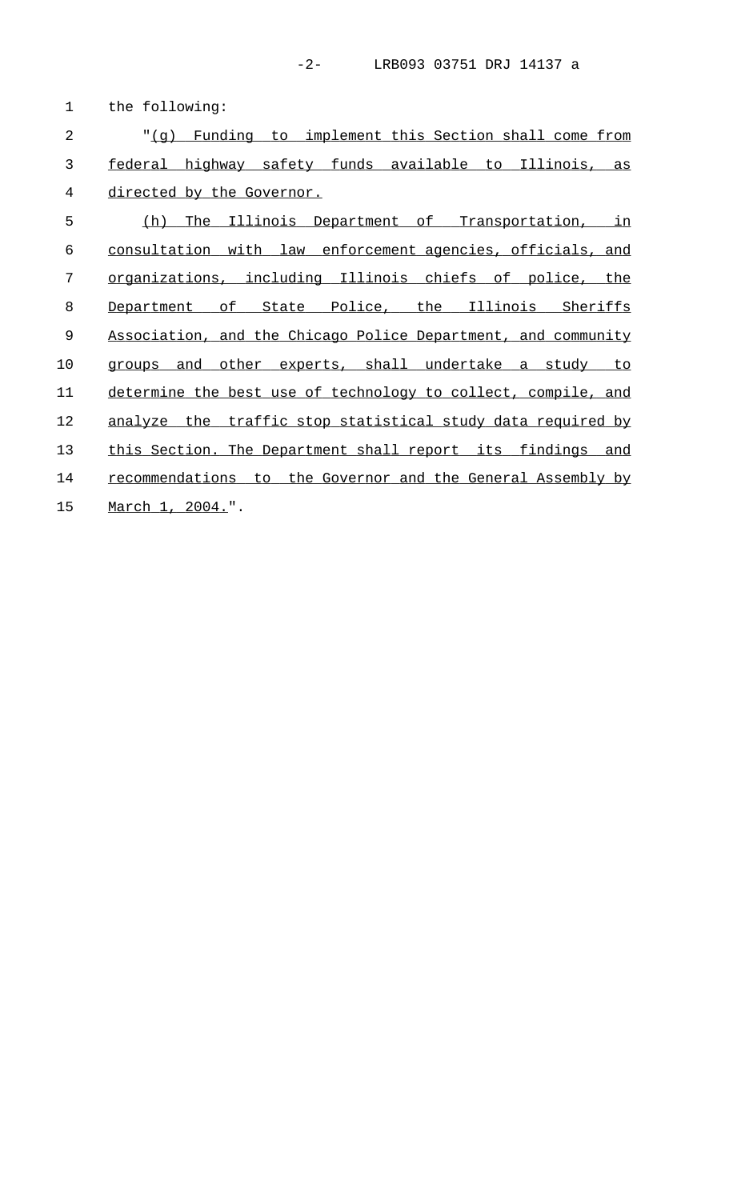the following:

"(g) Funding to implement this Section shall come from federal highway safety funds available to Illinois, as directed by the Governor.

(h) The Illinois Department of Transportation, in consultation with law enforcement agencies, officials, and organizations, including Illinois chiefs of police, the Department of State Police, the Illinois Sheriffs Association, and the Chicago Police Department, and community groups and other experts, shall undertake a study to determine the best use of technology to collect, compile, and analyze the traffic stop statistical study data required by this Section. The Department shall report its findings and recommendations to the Governor and the General Assembly by March 1, 2004.".